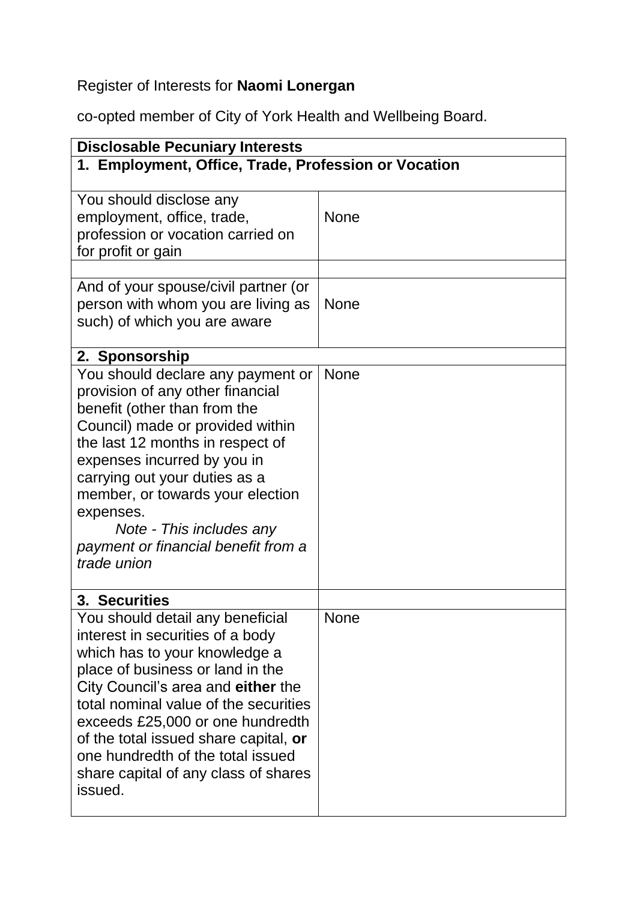Register of Interests for **Naomi Lonergan**

co-opted member of City of York Health and Wellbeing Board.

| **Disclosable Pecuniary Interests** | |
|---|---|
| **1. Employment, Office, Trade, Profession or Vocation** | |
| You should disclose any employment, office, trade, profession or vocation carried on for profit or gain | None |
| | |
| And of your spouse/civil partner (or person with whom you are living as such) of which you are aware | None |
| **2. Sponsorship** | |
| You should declare any payment or provision of any other financial benefit (other than from the Council) made or provided within the last 12 months in respect of expenses incurred by you in carrying out your duties as a member, or towards your election expenses. *Note - This includes any payment or financial benefit from a trade union* | None |
| **3. Securities** | |
| You should detail any beneficial interest in securities of a body which has to your knowledge a place of business or land in the City Council's area and **either** the total nominal value of the securities exceeds £25,000 or one hundredth of the total issued share capital, **or** one hundredth of the total issued share capital of any class of shares issued. | None |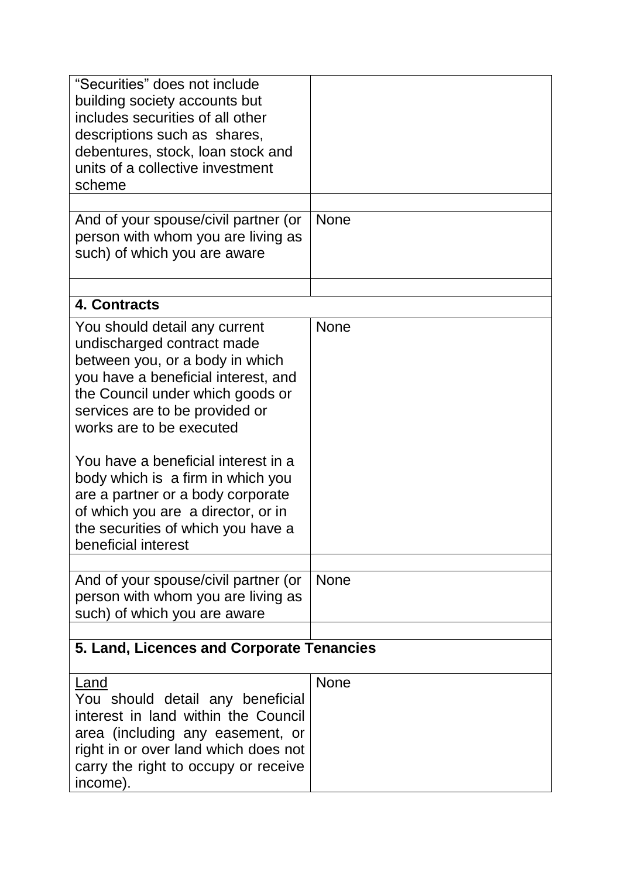| | |
|---|---|
| "Securities" does not include building society accounts but includes securities of all other descriptions such as shares, debentures, stock, loan stock and units of a collective investment scheme | |
| | |
| And of your spouse/civil partner (or person with whom you are living as such) of which you are aware | None |
| | |
| **4. Contracts** | |
| You should detail any current undischarged contract made between you, or a body in which you have a beneficial interest, and the Council under which goods or services are to be provided or works are to be executed<br><br>You have a beneficial interest in a body which is a firm in which you are a partner or a body corporate of which you are a director, or in the securities of which you have a beneficial interest | None |
| | |
| And of your spouse/civil partner (or person with whom you are living as such) of which you are aware | None |
| | |
| **5. Land, Licences and Corporate Tenancies** | |
| Land<br>You should detail any beneficial interest in land within the Council area (including any easement, or right in or over land which does not carry the right to occupy or receive income). | None |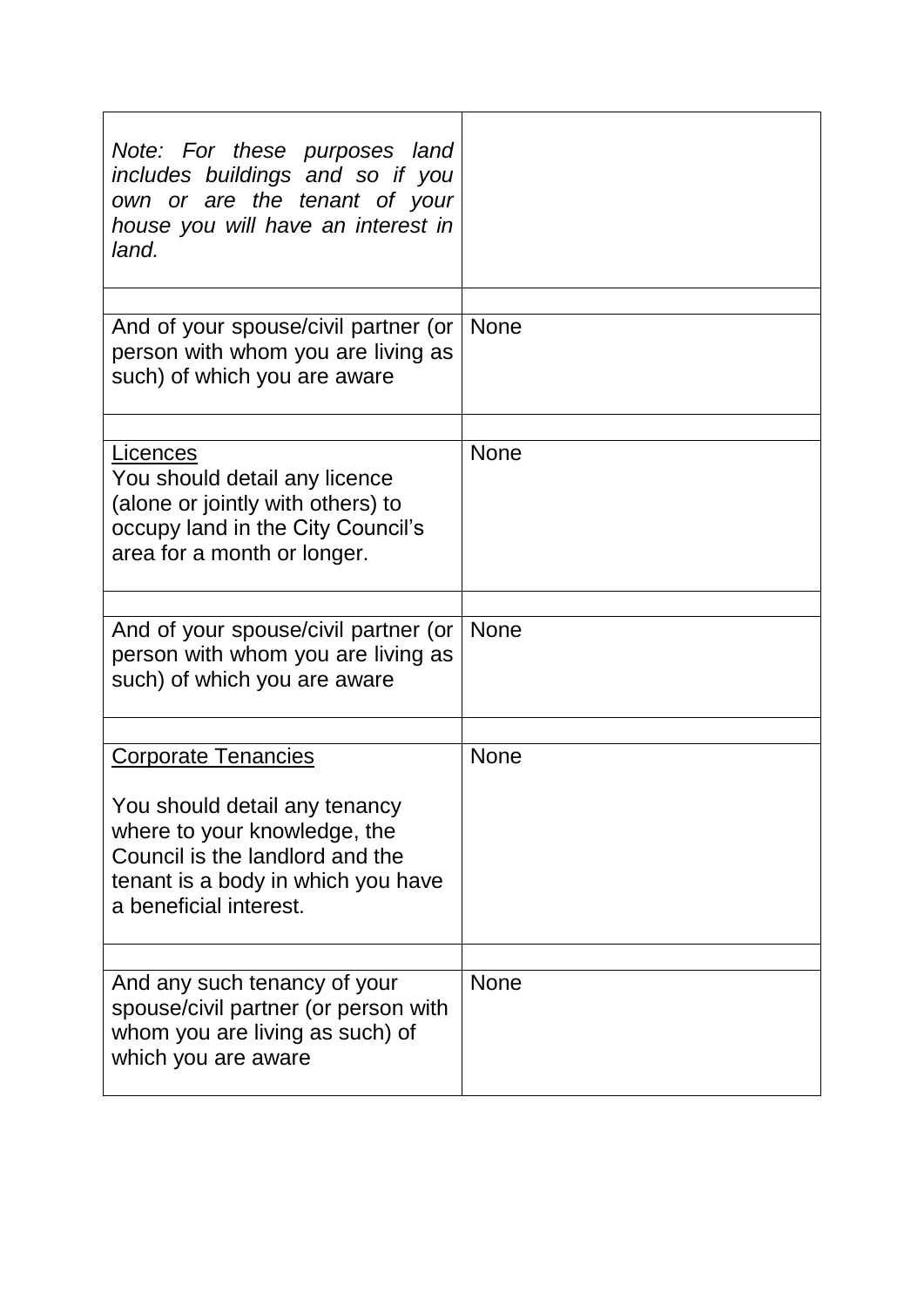| | |
|---|---|
| *Note: For these purposes land includes buildings and so if you own or are the tenant of your house you will have an interest in land.* | |
| | |
| And of your spouse/civil partner (or person with whom you are living as such) of which you are aware | None |
| | |
| Licences<br>You should detail any licence (alone or jointly with others) to occupy land in the City Council's area for a month or longer. | None |
| | |
| And of your spouse/civil partner (or person with whom you are living as such) of which you are aware | None |
| | |
| Corporate Tenancies<br><br>You should detail any tenancy where to your knowledge, the Council is the landlord and the tenant is a body in which you have a beneficial interest. | None |
| | |
| And any such tenancy of your spouse/civil partner (or person with whom you are living as such) of which you are aware | None |